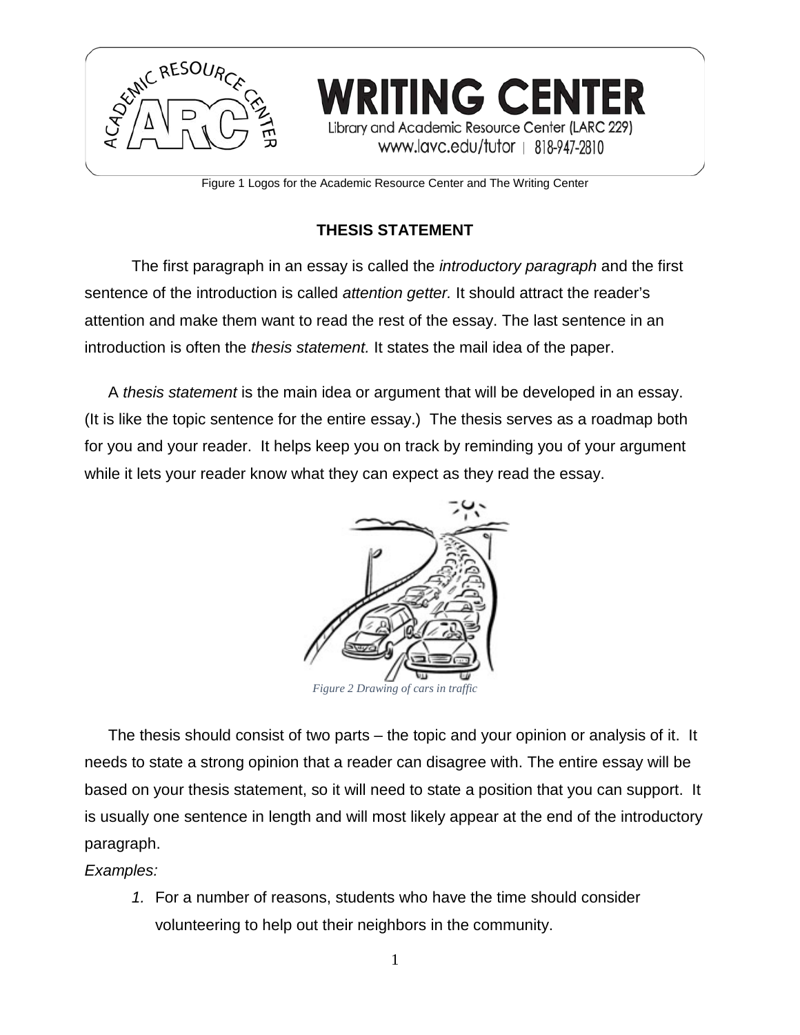Figure 1 Logos for the Academic Resource Center and The Writing Center

**THESIS STATEMENT**

The first paragraph in an essay is called the *introductory paragraph* and the first sentence of the introduction is called *attention getter.* It should attract the reader's attention and make them want to read the rest of the essay. The last sentence in an introduction is often the *thesis statement.* It states the mail idea of the paper.

A *thesis statement* is the main idea or argument that will be developed in an essay. (It is like the topic sentence for the entire essay.) The thesis serves as a roadmap both for you and your reader. It helps keep you on track by reminding you of your argument while it lets your reader know what they can expect as they read the essay.

*Figure 2 Drawing of cars in traffic*

The thesis should consist of two parts – the topic and your opinion or analysis of it. It needs to state a strong opinion that a reader can disagree with. The entire essay will be based on your thesis statement, so it will need to state a position that you can support. It is usually one sentence in length and will most likely appear at the end of the introductory paragraph.

*Examples:*

1. For a number of reasons, students who have the time should consider volunteering to help out their neighbors in the community.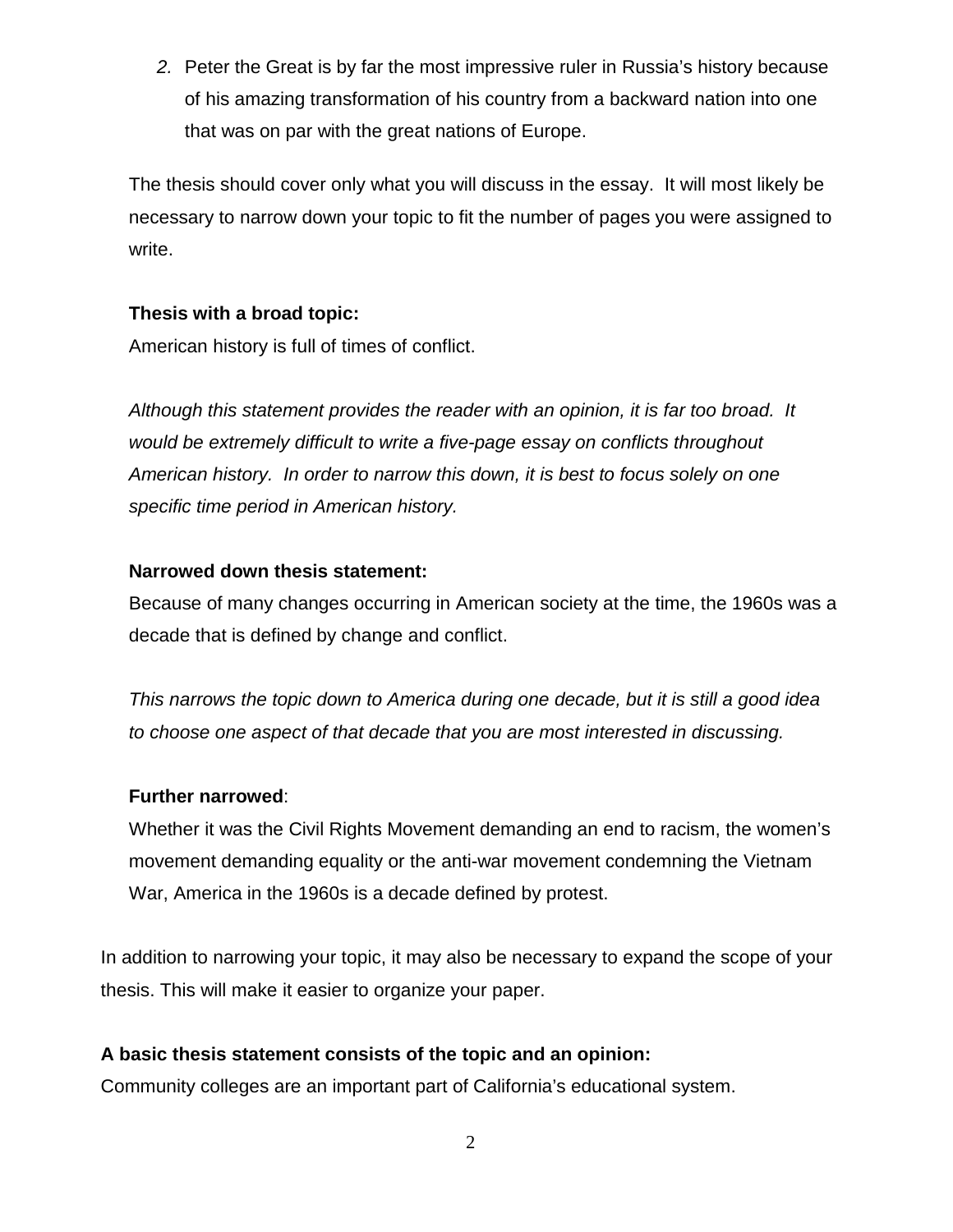2. Peter the Great is by far the most impressive ruler in Russia's history because of his amazing transformation of his country from a backward nation into one that was on par with the great nations of Europe.

The thesis should cover only what you will discuss in the essay. It will most likely be necessary to narrow down your topic to fit the number of pages you were assigned to write.

**Thesis with a broad topic:**
American history is full of times of conflict.

*Although this statement provides the reader with an opinion, it is far too broad. It would be extremely difficult to write a five-page essay on conflicts throughout American history. In order to narrow this down, it is best to focus solely on one specific time period in American history.*

**Narrowed down thesis statement:**
Because of many changes occurring in American society at the time, the 1960s was a decade that is defined by change and conflict.

*This narrows the topic down to America during one decade, but it is still a good idea to choose one aspect of that decade that you are most interested in discussing.*

**Further narrowed**:
Whether it was the Civil Rights Movement demanding an end to racism, the women's movement demanding equality or the anti-war movement condemning the Vietnam War, America in the 1960s is a decade defined by protest.

In addition to narrowing your topic, it may also be necessary to expand the scope of your thesis. This will make it easier to organize your paper.

**A basic thesis statement consists of the topic and an opinion:**
Community colleges are an important part of California's educational system.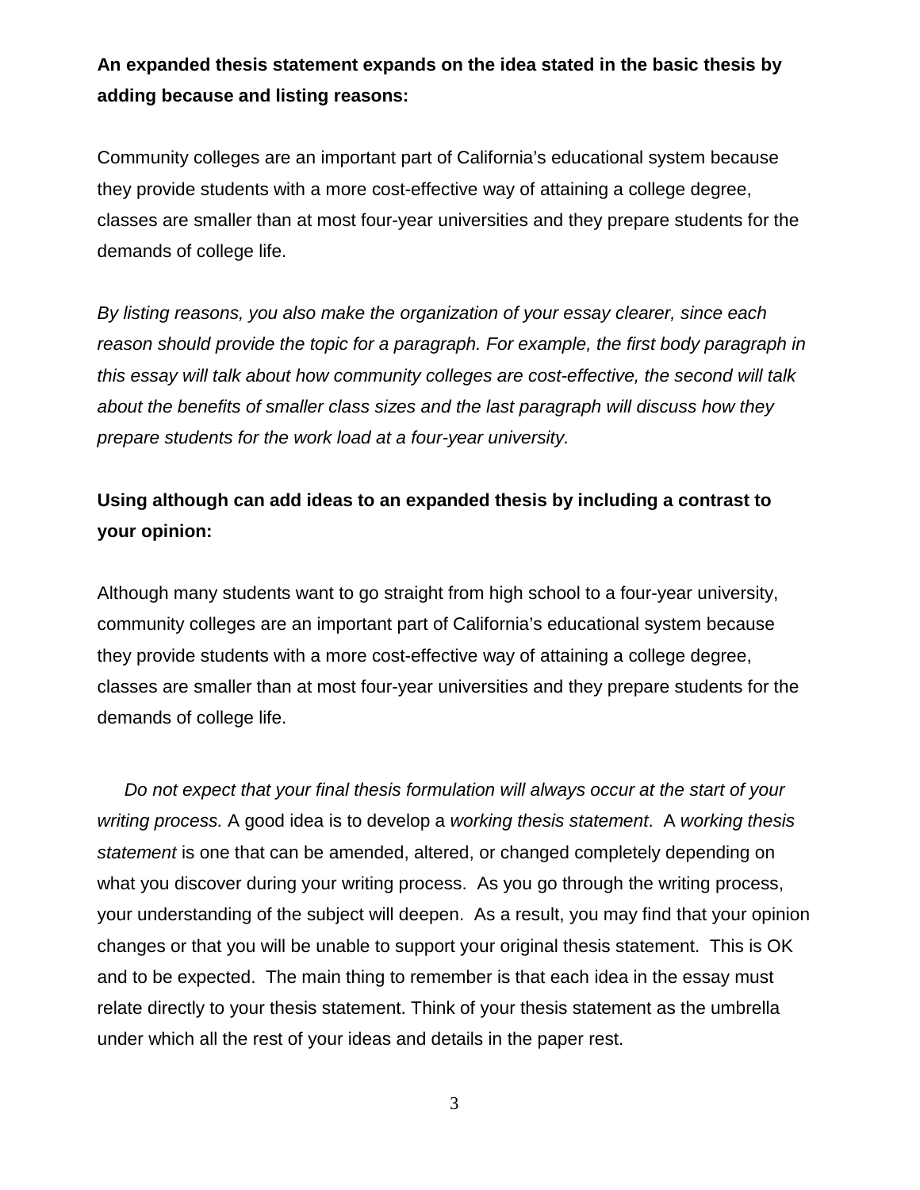**An expanded thesis statement expands on the idea stated in the basic thesis by adding because and listing reasons:**

Community colleges are an important part of California's educational system because they provide students with a more cost-effective way of attaining a college degree, classes are smaller than at most four-year universities and they prepare students for the demands of college life.

*By listing reasons, you also make the organization of your essay clearer, since each reason should provide the topic for a paragraph. For example, the first body paragraph in this essay will talk about how community colleges are cost-effective, the second will talk about the benefits of smaller class sizes and the last paragraph will discuss how they prepare students for the work load at a four-year university.*

**Using although can add ideas to an expanded thesis by including a contrast to your opinion:**

Although many students want to go straight from high school to a four-year university, community colleges are an important part of California's educational system because they provide students with a more cost-effective way of attaining a college degree, classes are smaller than at most four-year universities and they prepare students for the demands of college life.

*Do not expect that your final thesis formulation will always occur at the start of your writing process.* A good idea is to develop a *working thesis statement*. A *working thesis statement* is one that can be amended, altered, or changed completely depending on what you discover during your writing process. As you go through the writing process, your understanding of the subject will deepen. As a result, you may find that your opinion changes or that you will be unable to support your original thesis statement. This is OK and to be expected. The main thing to remember is that each idea in the essay must relate directly to your thesis statement. Think of your thesis statement as the umbrella under which all the rest of your ideas and details in the paper rest.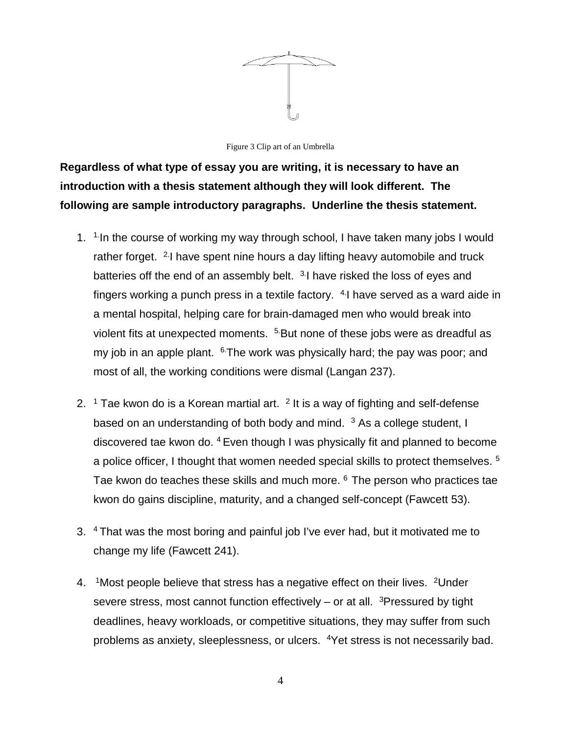Figure 3 Clip art of an Umbrella

**Regardless of what type of essay you are writing, it is necessary to have an introduction with a thesis statement although they will look different. The following are sample introductory paragraphs. Underline the thesis statement.**

1. [1.] In the course of working my way through school, I have taken many jobs I would rather forget. [2.] I have spent nine hours a day lifting heavy automobile and truck batteries off the end of an assembly belt. [3.] I have risked the loss of eyes and fingers working a punch press in a textile factory. [4.] I have served as a ward aide in a mental hospital, helping care for brain-damaged men who would break into violent fits at unexpected moments. [5.] But none of these jobs were as dreadful as my job in an apple plant. [6.] The work was physically hard; the pay was poor; and most of all, the working conditions were dismal (Langan 237).

2. [1] Tae kwon do is a Korean martial art. [2] It is a way of fighting and self-defense based on an understanding of both body and mind. [3] As a college student, I discovered tae kwon do. [4] Even though I was physically fit and planned to become a police officer, I thought that women needed special skills to protect themselves. [5] Tae kwon do teaches these skills and much more. [6] The person who practices tae kwon do gains discipline, maturity, and a changed self-concept (Fawcett 53).

3. [4] That was the most boring and painful job I've ever had, but it motivated me to change my life (Fawcett 241).

4. [1] Most people believe that stress has a negative effect on their lives. [2] Under severe stress, most cannot function effectively – or at all. [3] Pressured by tight deadlines, heavy workloads, or competitive situations, they may suffer from such problems as anxiety, sleeplessness, or ulcers. [4] Yet stress is not necessarily bad.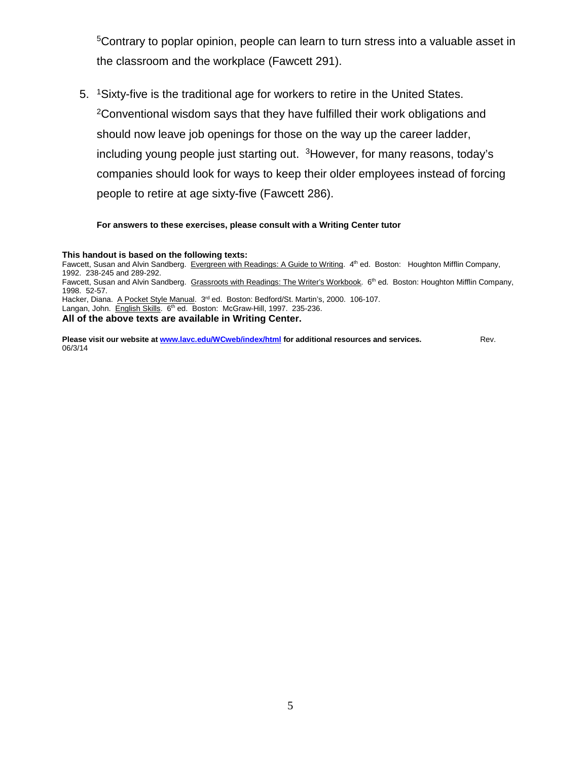[5]Contrary to poplar opinion, people can learn to turn stress into a valuable asset in the classroom and the workplace (Fawcett 291).

5. [1]Sixty-five is the traditional age for workers to retire in the United States. [2]Conventional wisdom says that they have fulfilled their work obligations and should now leave job openings for those on the way up the career ladder, including young people just starting out. [3]However, for many reasons, today's companies should look for ways to keep their older employees instead of forcing people to retire at age sixty-five (Fawcett 286).

**For answers to these exercises, please consult with a Writing Center tutor**

**This handout is based on the following texts:**

Fawcett, Susan and Alvin Sandberg. Evergreen with Readings: A Guide to Writing. 4th ed. Boston: Houghton Mifflin Company, 1992. 238-245 and 289-292.

Fawcett, Susan and Alvin Sandberg. Grassroots with Readings: The Writer's Workbook. 6th ed. Boston: Houghton Mifflin Company, 1998. 52-57.

Hacker, Diana. A Pocket Style Manual. 3rd ed. Boston: Bedford/St. Martin's, 2000. 106-107.

Langan, John. English Skills. 6th ed. Boston: McGraw-Hill, 1997. 235-236.

**All of the above texts are available in Writing Center.**

**Please visit our website at [www.lavc.edu/WCweb/index/html](www.lavc.edu/WCweb/index/html) for additional resources and services.** Rev. 06/3/14